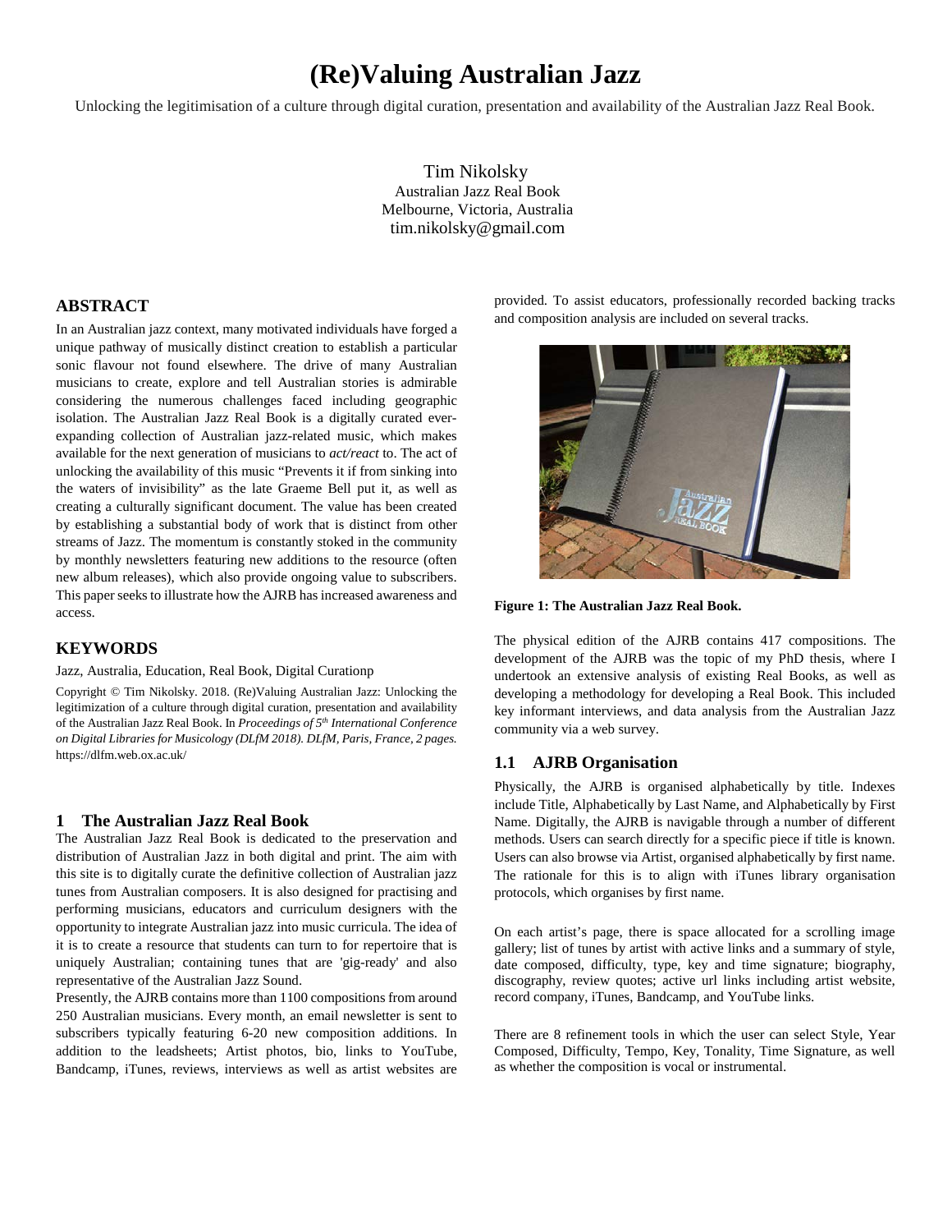# (Re)Valuing Australian Jazz

Unlocking the legitimisation of a culture through digital curation, presentation and availability of the Australian Jazz Real Book.

Tim Nikolsky
Australian Jazz Real Book
Melbourne, Victoria, Australia
tim.nikolsky@gmail.com

## ABSTRACT

In an Australian jazz context, many motivated individuals have forged a unique pathway of musically distinct creation to establish a particular sonic flavour not found elsewhere. The drive of many Australian musicians to create, explore and tell Australian stories is admirable considering the numerous challenges faced including geographic isolation. The Australian Jazz Real Book is a digitally curated ever-expanding collection of Australian jazz-related music, which makes available for the next generation of musicians to *act/react* to. The act of unlocking the availability of this music "Prevents it if from sinking into the waters of invisibility" as the late Graeme Bell put it, as well as creating a culturally significant document. The value has been created by establishing a substantial body of work that is distinct from other streams of Jazz. The momentum is constantly stoked in the community by monthly newsletters featuring new additions to the resource (often new album releases), which also provide ongoing value to subscribers. This paper seeks to illustrate how the AJRB has increased awareness and access.

## KEYWORDS

Jazz, Australia, Education, Real Book, Digital Curationp

Copyright © Tim Nikolsky. 2018. (Re)Valuing Australian Jazz: Unlocking the legitimization of a culture through digital curation, presentation and availability of the Australian Jazz Real Book. In *Proceedings of 5th International Conference on Digital Libraries for Musicology (DLfM 2018). DLfM, Paris, France, 2 pages.* https://dlfm.web.ox.ac.uk/

## 1 The Australian Jazz Real Book

The Australian Jazz Real Book is dedicated to the preservation and distribution of Australian Jazz in both digital and print. The aim with this site is to digitally curate the definitive collection of Australian jazz tunes from Australian composers. It is also designed for practising and performing musicians, educators and curriculum designers with the opportunity to integrate Australian jazz into music curricula. The idea of it is to create a resource that students can turn to for repertoire that is uniquely Australian; containing tunes that are 'gig-ready' and also representative of the Australian Jazz Sound.

Presently, the AJRB contains more than 1100 compositions from around 250 Australian musicians. Every month, an email newsletter is sent to subscribers typically featuring 6-20 new composition additions. In addition to the leadsheets; Artist photos, bio, links to YouTube, Bandcamp, iTunes, reviews, interviews as well as artist websites are provided. To assist educators, professionally recorded backing tracks and composition analysis are included on several tracks.

**Figure 1: The Australian Jazz Real Book.**

The physical edition of the AJRB contains 417 compositions. The development of the AJRB was the topic of my PhD thesis, where I undertook an extensive analysis of existing Real Books, as well as developing a methodology for developing a Real Book. This included key informant interviews, and data analysis from the Australian Jazz community via a web survey.

### 1.1 AJRB Organisation

Physically, the AJRB is organised alphabetically by title. Indexes include Title, Alphabetically by Last Name, and Alphabetically by First Name. Digitally, the AJRB is navigable through a number of different methods. Users can search directly for a specific piece if title is known. Users can also browse via Artist, organised alphabetically by first name. The rationale for this is to align with iTunes library organisation protocols, which organises by first name.

On each artist's page, there is space allocated for a scrolling image gallery; list of tunes by artist with active links and a summary of style, date composed, difficulty, type, key and time signature; biography, discography, review quotes; active url links including artist website, record company, iTunes, Bandcamp, and YouTube links.

There are 8 refinement tools in which the user can select Style, Year Composed, Difficulty, Tempo, Key, Tonality, Time Signature, as well as whether the composition is vocal or instrumental.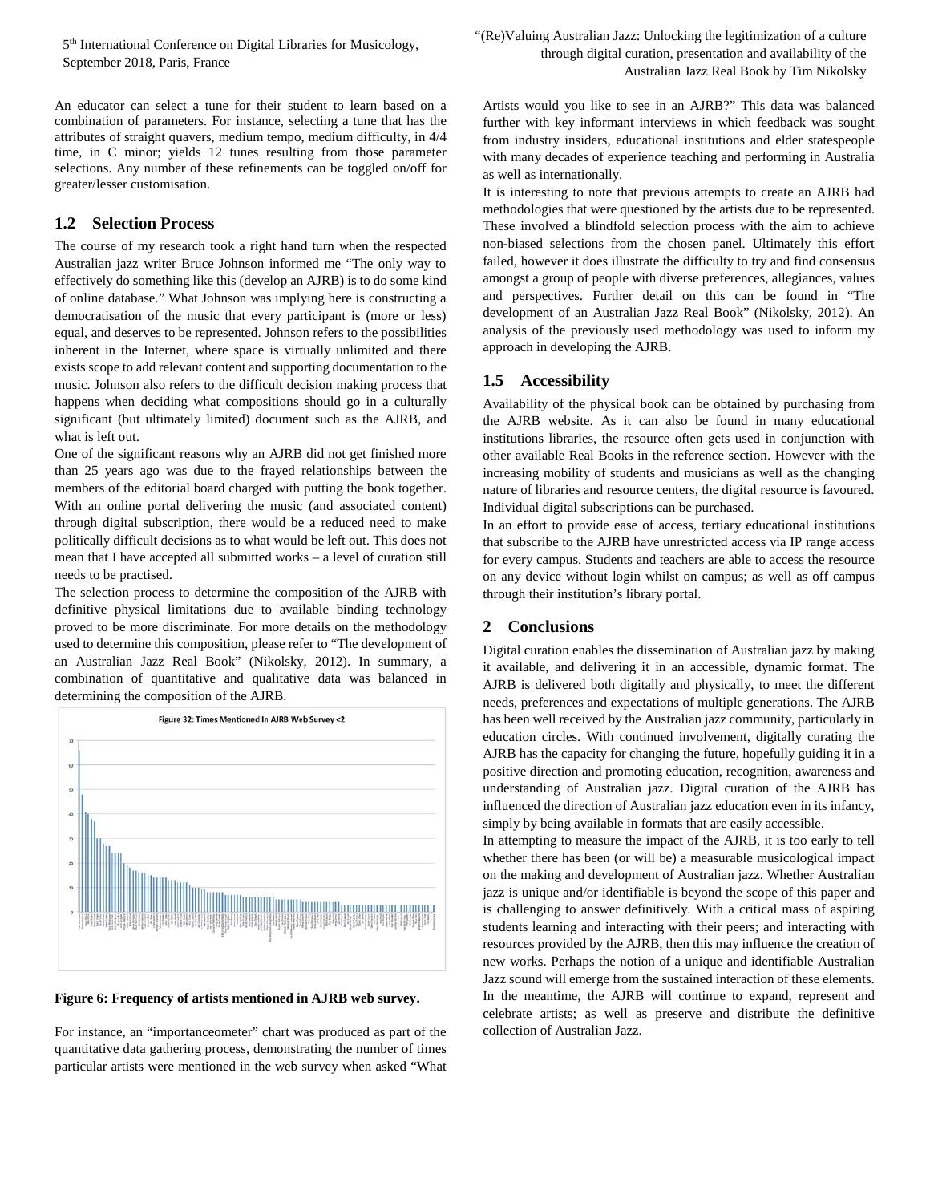An educator can select a tune for their student to learn based on a combination of parameters. For instance, selecting a tune that has the attributes of straight quavers, medium tempo, medium difficulty, in 4/4 time, in C minor; yields 12 tunes resulting from those parameter selections. Any number of these refinements can be toggled on/off for greater/lesser customisation.

## 1.2 Selection Process

The course of my research took a right hand turn when the respected Australian jazz writer Bruce Johnson informed me "The only way to effectively do something like this (develop an AJRB) is to do some kind of online database." What Johnson was implying here is constructing a democratisation of the music that every participant is (more or less) equal, and deserves to be represented. Johnson refers to the possibilities inherent in the Internet, where space is virtually unlimited and there exists scope to add relevant content and supporting documentation to the music. Johnson also refers to the difficult decision making process that happens when deciding what compositions should go in a culturally significant (but ultimately limited) document such as the AJRB, and what is left out.

One of the significant reasons why an AJRB did not get finished more than 25 years ago was due to the frayed relationships between the members of the editorial board charged with putting the book together. With an online portal delivering the music (and associated content) through digital subscription, there would be a reduced need to make politically difficult decisions as to what would be left out. This does not mean that I have accepted all submitted works – a level of curation still needs to be practised.

The selection process to determine the composition of the AJRB with definitive physical limitations due to available binding technology proved to be more discriminate. For more details on the methodology used to determine this composition, please refer to "The development of an Australian Jazz Real Book" (Nikolsky, 2012). In summary, a combination of quantitative and qualitative data was balanced in determining the composition of the AJRB.

Figure 32: Times Mentioned In AJRB Web Survey <2

70
60
50
40
30
20
10
0

**Figure 6: Frequency of artists mentioned in AJRB web survey.**

For instance, an "importanceometer" chart was produced as part of the quantitative data gathering process, demonstrating the number of times particular artists were mentioned in the web survey when asked "What Artists would you like to see in an AJRB?" This data was balanced further with key informant interviews in which feedback was sought from industry insiders, educational institutions and elder statespeople with many decades of experience teaching and performing in Australia as well as internationally.

It is interesting to note that previous attempts to create an AJRB had methodologies that were questioned by the artists due to be represented. These involved a blindfold selection process with the aim to achieve non-biased selections from the chosen panel. Ultimately this effort failed, however it does illustrate the difficulty to try and find consensus amongst a group of people with diverse preferences, allegiances, values and perspectives. Further detail on this can be found in "The development of an Australian Jazz Real Book" (Nikolsky, 2012). An analysis of the previously used methodology was used to inform my approach in developing the AJRB.

## 1.5 Accessibility

Availability of the physical book can be obtained by purchasing from the AJRB website. As it can also be found in many educational institutions libraries, the resource often gets used in conjunction with other available Real Books in the reference section. However with the increasing mobility of students and musicians as well as the changing nature of libraries and resource centers, the digital resource is favoured. Individual digital subscriptions can be purchased.

In an effort to provide ease of access, tertiary educational institutions that subscribe to the AJRB have unrestricted access via IP range access for every campus. Students and teachers are able to access the resource on any device without login whilst on campus; as well as off campus through their institution's library portal.

# 2 Conclusions

Digital curation enables the dissemination of Australian jazz by making it available, and delivering it in an accessible, dynamic format. The AJRB is delivered both digitally and physically, to meet the different needs, preferences and expectations of multiple generations. The AJRB has been well received by the Australian jazz community, particularly in education circles. With continued involvement, digitally curating the AJRB has the capacity for changing the future, hopefully guiding it in a positive direction and promoting education, recognition, awareness and understanding of Australian jazz. Digital curation of the AJRB has influenced the direction of Australian jazz education even in its infancy, simply by being available in formats that are easily accessible.

In attempting to measure the impact of the AJRB, it is too early to tell whether there has been (or will be) a measurable musicological impact on the making and development of Australian jazz. Whether Australian jazz is unique and/or identifiable is beyond the scope of this paper and is challenging to answer definitively. With a critical mass of aspiring students learning and interacting with their peers; and interacting with resources provided by the AJRB, then this may influence the creation of new works. Perhaps the notion of a unique and identifiable Australian Jazz sound will emerge from the sustained interaction of these elements. In the meantime, the AJRB will continue to expand, represent and celebrate artists; as well as preserve and distribute the definitive collection of Australian Jazz.